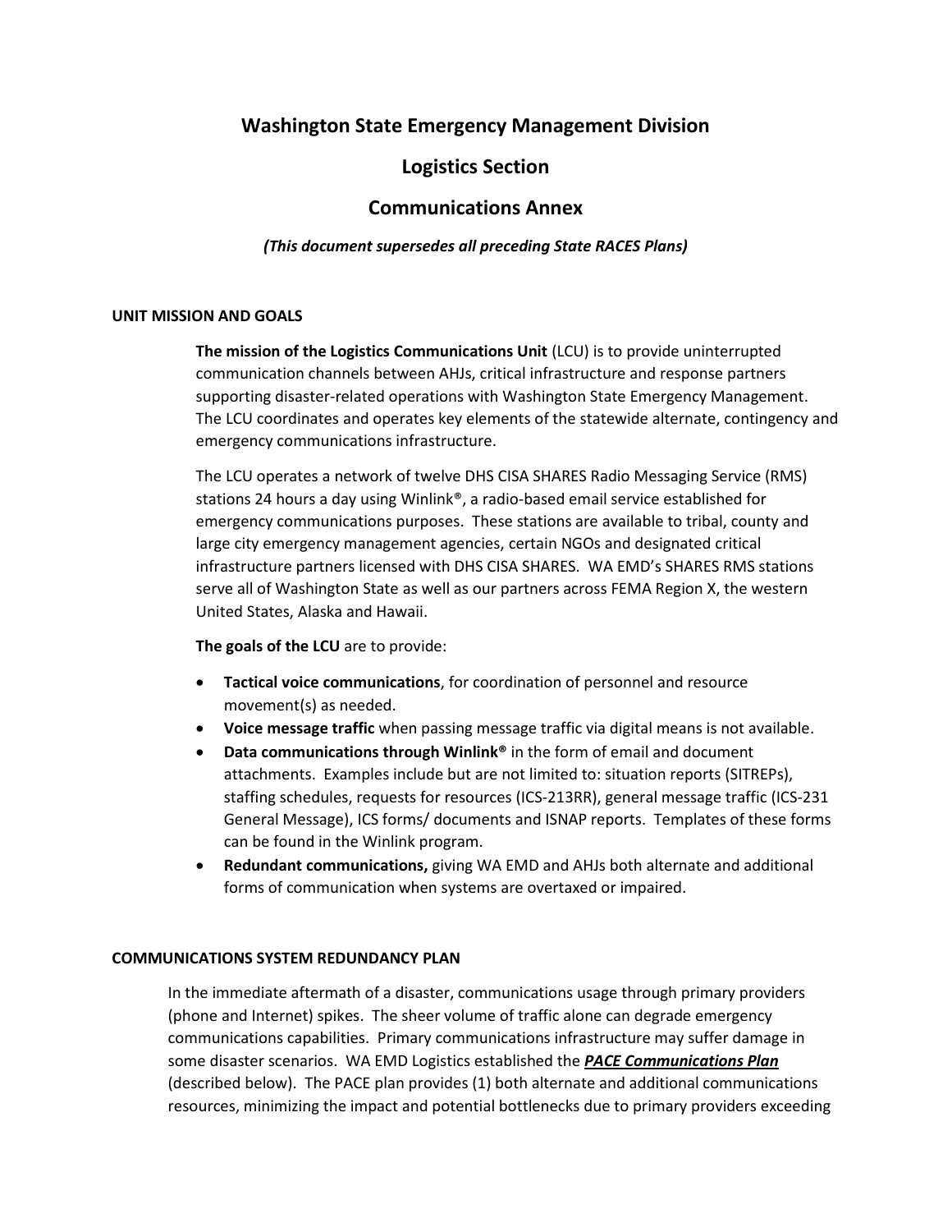# Washington State Emergency Management Division

## Logistics Section

## Communications Annex

***(This document supersedes all preceding State RACES Plans)***

### UNIT MISSION AND GOALS

**The mission of the Logistics Communications Unit** (LCU) is to provide uninterrupted communication channels between AHJs, critical infrastructure and response partners supporting disaster-related operations with Washington State Emergency Management. The LCU coordinates and operates key elements of the statewide alternate, contingency and emergency communications infrastructure.

The LCU operates a network of twelve DHS CISA SHARES Radio Messaging Service (RMS) stations 24 hours a day using Winlink®, a radio-based email service established for emergency communications purposes. These stations are available to tribal, county and large city emergency management agencies, certain NGOs and designated critical infrastructure partners licensed with DHS CISA SHARES. WA EMD's SHARES RMS stations serve all of Washington State as well as our partners across FEMA Region X, the western United States, Alaska and Hawaii.

**The goals of the LCU** are to provide:

- **Tactical voice communications**, for coordination of personnel and resource movement(s) as needed.
- **Voice message traffic** when passing message traffic via digital means is not available.
- **Data communications through Winlink®** in the form of email and document attachments. Examples include but are not limited to: situation reports (SITREPs), staffing schedules, requests for resources (ICS-213RR), general message traffic (ICS-231 General Message), ICS forms/ documents and ISNAP reports. Templates of these forms can be found in the Winlink program.
- **Redundant communications,** giving WA EMD and AHJs both alternate and additional forms of communication when systems are overtaxed or impaired.

### COMMUNICATIONS SYSTEM REDUNDANCY PLAN

In the immediate aftermath of a disaster, communications usage through primary providers (phone and Internet) spikes. The sheer volume of traffic alone can degrade emergency communications capabilities. Primary communications infrastructure may suffer damage in some disaster scenarios. WA EMD Logistics established the ***PACE Communications Plan*** (described below). The PACE plan provides (1) both alternate and additional communications resources, minimizing the impact and potential bottlenecks due to primary providers exceeding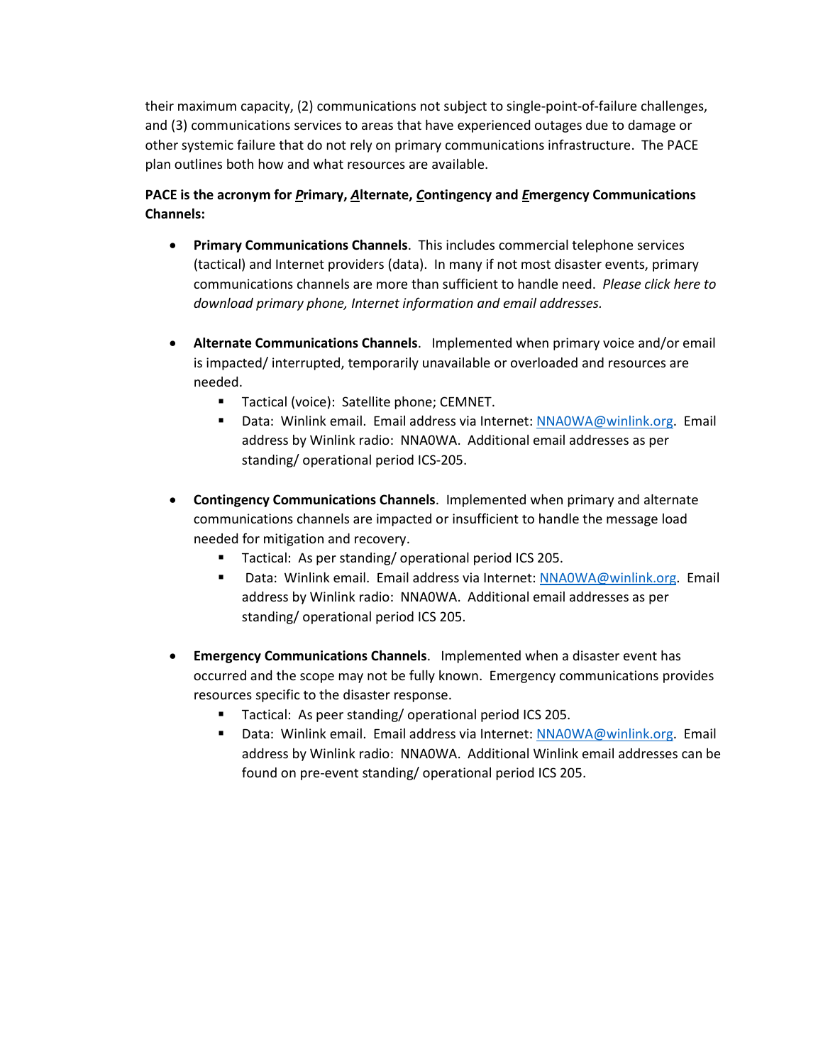their maximum capacity, (2) communications not subject to single-point-of-failure challenges, and (3) communications services to areas that have experienced outages due to damage or other systemic failure that do not rely on primary communications infrastructure. The PACE plan outlines both how and what resources are available.

**PACE is the acronym for *P*rimary, *A*lternate, *C*ontingency and *E*mergency Communications Channels:**

- **Primary Communications Channels**. This includes commercial telephone services (tactical) and Internet providers (data). In many if not most disaster events, primary communications channels are more than sufficient to handle need. *Please click here to download primary phone, Internet information and email addresses.*

- **Alternate Communications Channels**. Implemented when primary voice and/or email is impacted/ interrupted, temporarily unavailable or overloaded and resources are needed.
  - Tactical (voice): Satellite phone; CEMNET.
  - Data: Winlink email. Email address via Internet: NNA0WA@winlink.org. Email address by Winlink radio: NNA0WA. Additional email addresses as per standing/ operational period ICS-205.

- **Contingency Communications Channels**. Implemented when primary and alternate communications channels are impacted or insufficient to handle the message load needed for mitigation and recovery.
  - Tactical: As per standing/ operational period ICS 205.
  - Data: Winlink email. Email address via Internet: NNA0WA@winlink.org. Email address by Winlink radio: NNA0WA. Additional email addresses as per standing/ operational period ICS 205.

- **Emergency Communications Channels**. Implemented when a disaster event has occurred and the scope may not be fully known. Emergency communications provides resources specific to the disaster response.
  - Tactical: As peer standing/ operational period ICS 205.
  - Data: Winlink email. Email address via Internet: NNA0WA@winlink.org. Email address by Winlink radio: NNA0WA. Additional Winlink email addresses can be found on pre-event standing/ operational period ICS 205.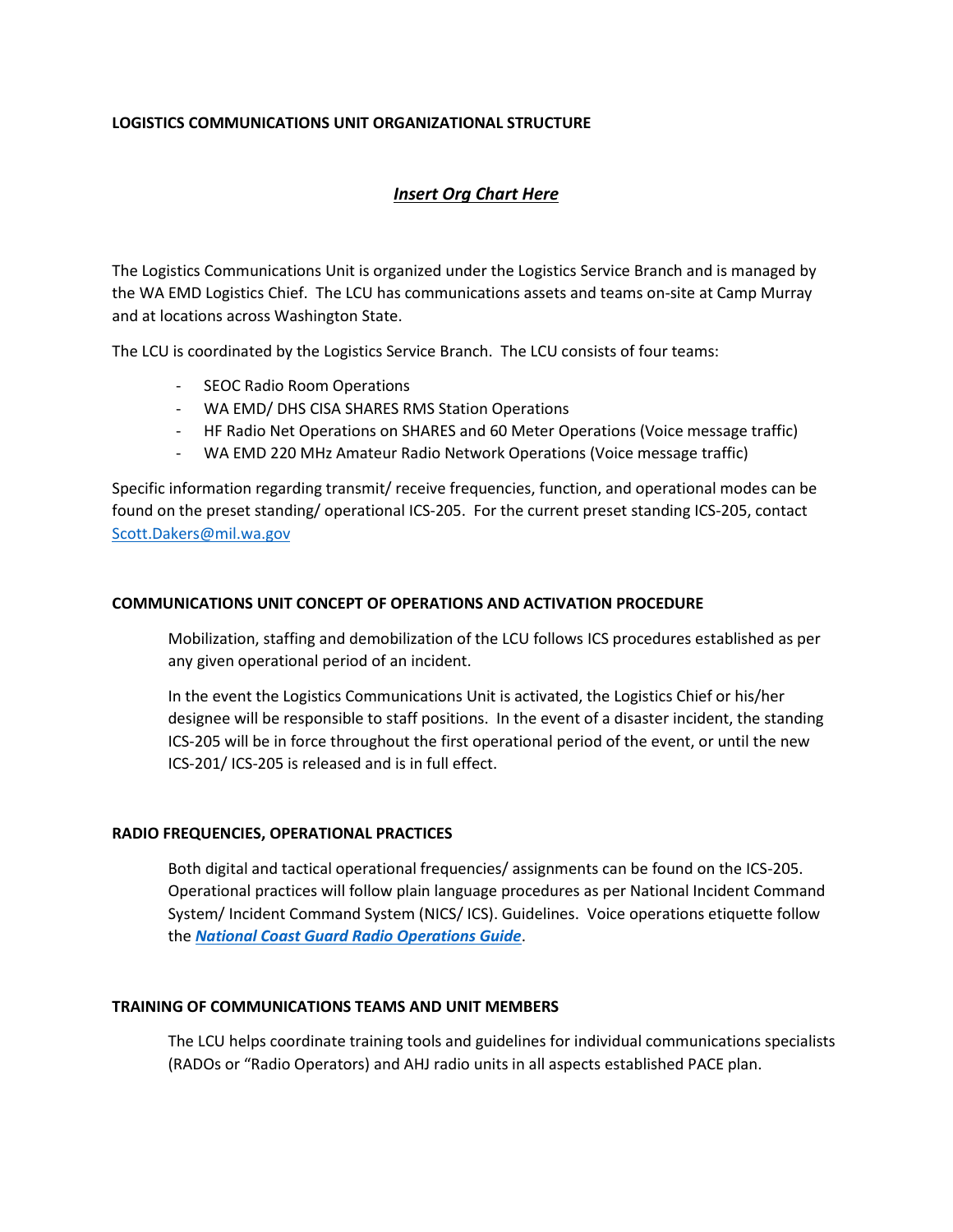## LOGISTICS COMMUNICATIONS UNIT ORGANIZATIONAL STRUCTURE

***Insert Org Chart Here***

The Logistics Communications Unit is organized under the Logistics Service Branch and is managed by the WA EMD Logistics Chief. The LCU has communications assets and teams on-site at Camp Murray and at locations across Washington State.

The LCU is coordinated by the Logistics Service Branch. The LCU consists of four teams:

- SEOC Radio Room Operations
- WA EMD/ DHS CISA SHARES RMS Station Operations
- HF Radio Net Operations on SHARES and 60 Meter Operations (Voice message traffic)
- WA EMD 220 MHz Amateur Radio Network Operations (Voice message traffic)

Specific information regarding transmit/ receive frequencies, function, and operational modes can be found on the preset standing/ operational ICS-205. For the current preset standing ICS-205, contact Scott.Dakers@mil.wa.gov

## COMMUNICATIONS UNIT CONCEPT OF OPERATIONS AND ACTIVATION PROCEDURE

Mobilization, staffing and demobilization of the LCU follows ICS procedures established as per any given operational period of an incident.

In the event the Logistics Communications Unit is activated, the Logistics Chief or his/her designee will be responsible to staff positions. In the event of a disaster incident, the standing ICS-205 will be in force throughout the first operational period of the event, or until the new ICS-201/ ICS-205 is released and is in full effect.

## RADIO FREQUENCIES, OPERATIONAL PRACTICES

Both digital and tactical operational frequencies/ assignments can be found on the ICS-205. Operational practices will follow plain language procedures as per National Incident Command System/ Incident Command System (NICS/ ICS). Guidelines. Voice operations etiquette follow the ***National Coast Guard Radio Operations Guide***.

## TRAINING OF COMMUNICATIONS TEAMS AND UNIT MEMBERS

The LCU helps coordinate training tools and guidelines for individual communications specialists (RADOs or "Radio Operators) and AHJ radio units in all aspects established PACE plan.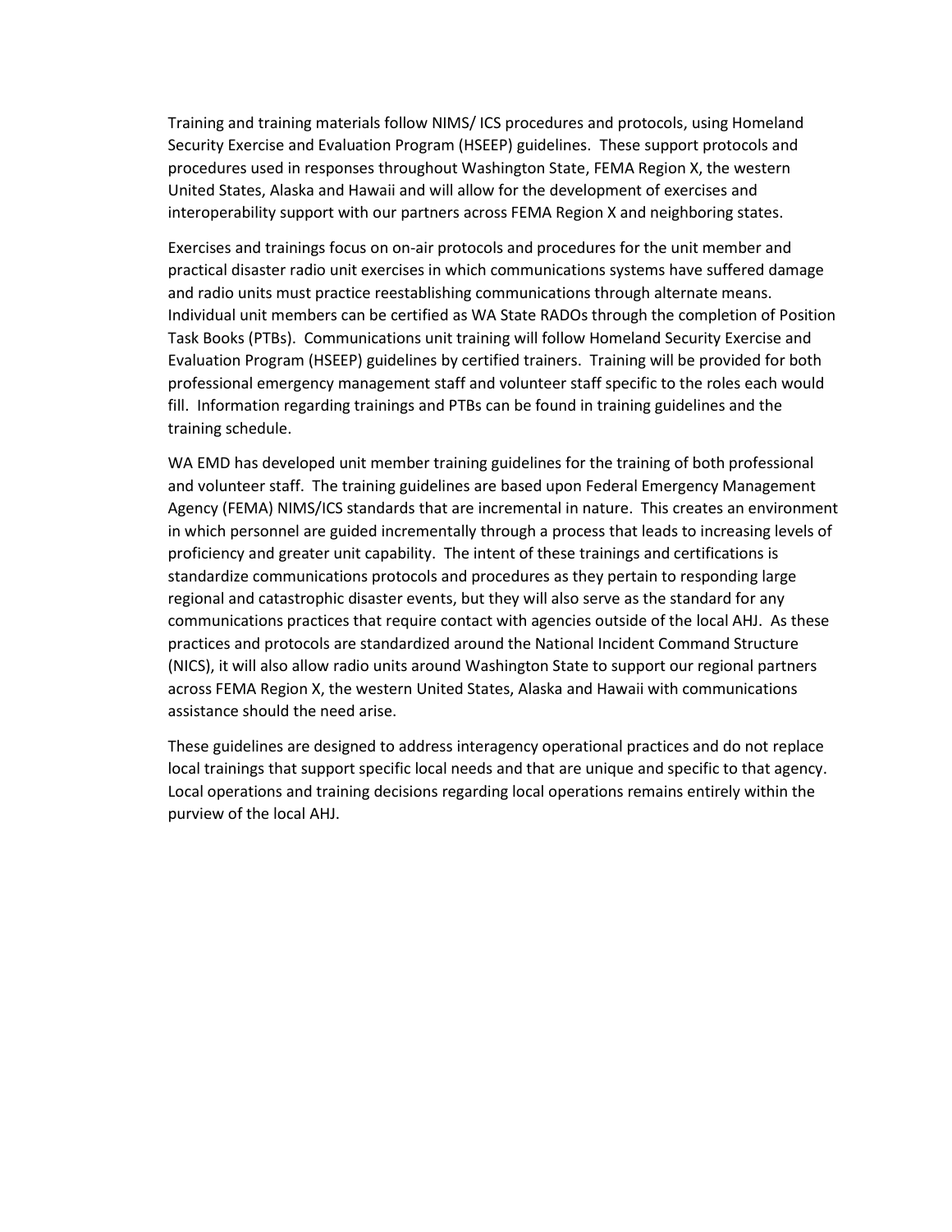Training and training materials follow NIMS/ ICS procedures and protocols, using Homeland Security Exercise and Evaluation Program (HSEEP) guidelines. These support protocols and procedures used in responses throughout Washington State, FEMA Region X, the western United States, Alaska and Hawaii and will allow for the development of exercises and interoperability support with our partners across FEMA Region X and neighboring states.

Exercises and trainings focus on on-air protocols and procedures for the unit member and practical disaster radio unit exercises in which communications systems have suffered damage and radio units must practice reestablishing communications through alternate means. Individual unit members can be certified as WA State RADOs through the completion of Position Task Books (PTBs). Communications unit training will follow Homeland Security Exercise and Evaluation Program (HSEEP) guidelines by certified trainers. Training will be provided for both professional emergency management staff and volunteer staff specific to the roles each would fill. Information regarding trainings and PTBs can be found in training guidelines and the training schedule.

WA EMD has developed unit member training guidelines for the training of both professional and volunteer staff. The training guidelines are based upon Federal Emergency Management Agency (FEMA) NIMS/ICS standards that are incremental in nature. This creates an environment in which personnel are guided incrementally through a process that leads to increasing levels of proficiency and greater unit capability. The intent of these trainings and certifications is standardize communications protocols and procedures as they pertain to responding large regional and catastrophic disaster events, but they will also serve as the standard for any communications practices that require contact with agencies outside of the local AHJ. As these practices and protocols are standardized around the National Incident Command Structure (NICS), it will also allow radio units around Washington State to support our regional partners across FEMA Region X, the western United States, Alaska and Hawaii with communications assistance should the need arise.

These guidelines are designed to address interagency operational practices and do not replace local trainings that support specific local needs and that are unique and specific to that agency. Local operations and training decisions regarding local operations remains entirely within the purview of the local AHJ.